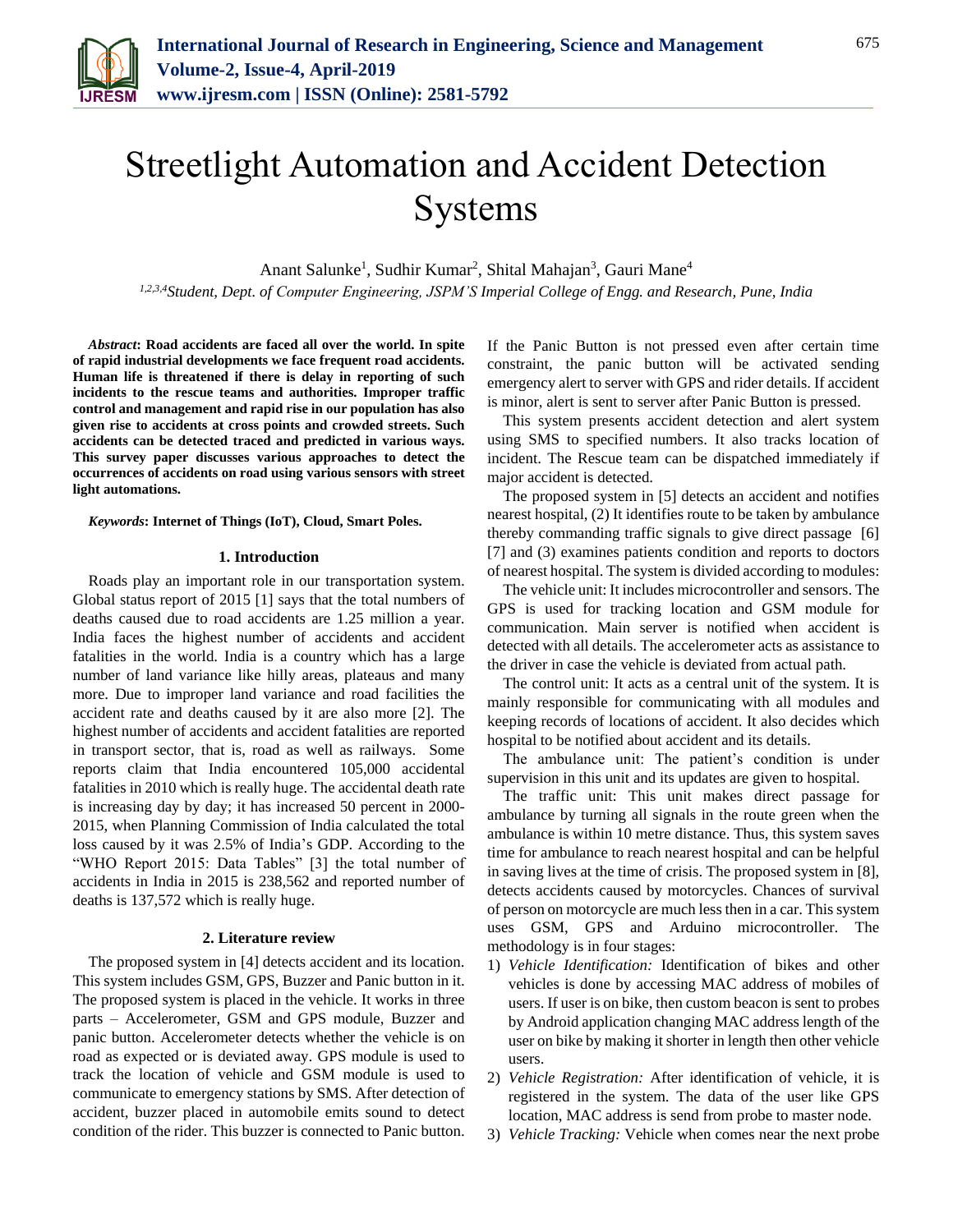# Streetlight Automation and Accident Detection Systems

Anant Salunke[1], Sudhir Kumar[2], Shital Mahajan[3], Gauri Mane[4]

[1,2,3,4]*Student, Dept. of Computer Engineering, JSPM'S Imperial College of Engg. and Research, Pune, India*

***Abstract*: Road accidents are faced all over the world. In spite of rapid industrial developments we face frequent road accidents. Human life is threatened if there is delay in reporting of such incidents to the rescue teams and authorities. Improper traffic control and management and rapid rise in our population has also given rise to accidents at cross points and crowded streets. Such accidents can be detected traced and predicted in various ways. This survey paper discusses various approaches to detect the occurrences of accidents on road using various sensors with street light automations.**

***Keywords*: Internet of Things (IoT), Cloud, Smart Poles.**

## 1. Introduction

Roads play an important role in our transportation system. Global status report of 2015 [1] says that the total numbers of deaths caused due to road accidents are 1.25 million a year. India faces the highest number of accidents and accident fatalities in the world. India is a country which has a large number of land variance like hilly areas, plateaus and many more. Due to improper land variance and road facilities the accident rate and deaths caused by it are also more [2]. The highest number of accidents and accident fatalities are reported in transport sector, that is, road as well as railways. Some reports claim that India encountered 105,000 accidental fatalities in 2010 which is really huge. The accidental death rate is increasing day by day; it has increased 50 percent in 2000-2015, when Planning Commission of India calculated the total loss caused by it was 2.5% of India's GDP. According to the "WHO Report 2015: Data Tables" [3] the total number of accidents in India in 2015 is 238,562 and reported number of deaths is 137,572 which is really huge.

## 2. Literature review

The proposed system in [4] detects accident and its location. This system includes GSM, GPS, Buzzer and Panic button in it. The proposed system is placed in the vehicle. It works in three parts – Accelerometer, GSM and GPS module, Buzzer and panic button. Accelerometer detects whether the vehicle is on road as expected or is deviated away. GPS module is used to track the location of vehicle and GSM module is used to communicate to emergency stations by SMS. After detection of accident, buzzer placed in automobile emits sound to detect condition of the rider. This buzzer is connected to Panic button. If the Panic Button is not pressed even after certain time constraint, the panic button will be activated sending emergency alert to server with GPS and rider details. If accident is minor, alert is sent to server after Panic Button is pressed.

This system presents accident detection and alert system using SMS to specified numbers. It also tracks location of incident. The Rescue team can be dispatched immediately if major accident is detected.

The proposed system in [5] detects an accident and notifies nearest hospital, (2) It identifies route to be taken by ambulance thereby commanding traffic signals to give direct passage [6] [7] and (3) examines patients condition and reports to doctors of nearest hospital. The system is divided according to modules:

The vehicle unit: It includes microcontroller and sensors. The GPS is used for tracking location and GSM module for communication. Main server is notified when accident is detected with all details. The accelerometer acts as assistance to the driver in case the vehicle is deviated from actual path.

The control unit: It acts as a central unit of the system. It is mainly responsible for communicating with all modules and keeping records of locations of accident. It also decides which hospital to be notified about accident and its details.

The ambulance unit: The patient's condition is under supervision in this unit and its updates are given to hospital.

The traffic unit: This unit makes direct passage for ambulance by turning all signals in the route green when the ambulance is within 10 metre distance. Thus, this system saves time for ambulance to reach nearest hospital and can be helpful in saving lives at the time of crisis. The proposed system in [8], detects accidents caused by motorcycles. Chances of survival of person on motorcycle are much less then in a car. This system uses GSM, GPS and Arduino microcontroller. The methodology is in four stages:

1) *Vehicle Identification:* Identification of bikes and other vehicles is done by accessing MAC address of mobiles of users. If user is on bike, then custom beacon is sent to probes by Android application changing MAC address length of the user on bike by making it shorter in length then other vehicle users.
2) *Vehicle Registration:* After identification of vehicle, it is registered in the system. The data of the user like GPS location, MAC address is send from probe to master node.
3) *Vehicle Tracking:* Vehicle when comes near the next probe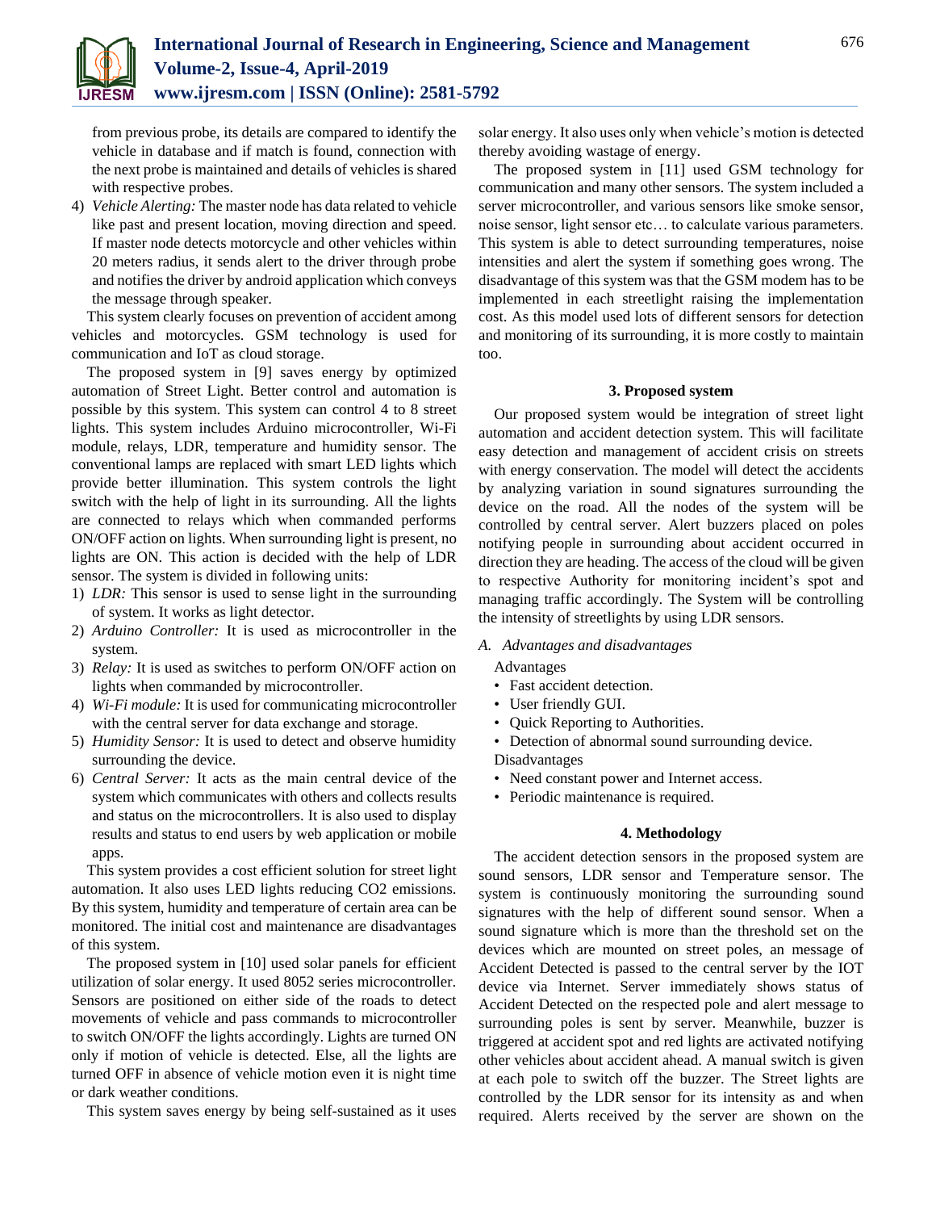from previous probe, its details are compared to identify the vehicle in database and if match is found, connection with the next probe is maintained and details of vehicles is shared with respective probes.

4) *Vehicle Alerting:* The master node has data related to vehicle like past and present location, moving direction and speed. If master node detects motorcycle and other vehicles within 20 meters radius, it sends alert to the driver through probe and notifies the driver by android application which conveys the message through speaker.

This system clearly focuses on prevention of accident among vehicles and motorcycles. GSM technology is used for communication and IoT as cloud storage.

The proposed system in [9] saves energy by optimized automation of Street Light. Better control and automation is possible by this system. This system can control 4 to 8 street lights. This system includes Arduino microcontroller, Wi-Fi module, relays, LDR, temperature and humidity sensor. The conventional lamps are replaced with smart LED lights which provide better illumination. This system controls the light switch with the help of light in its surrounding. All the lights are connected to relays which when commanded performs ON/OFF action on lights. When surrounding light is present, no lights are ON. This action is decided with the help of LDR sensor. The system is divided in following units:

1) *LDR:* This sensor is used to sense light in the surrounding of system. It works as light detector.
2) *Arduino Controller:* It is used as microcontroller in the system.
3) *Relay:* It is used as switches to perform ON/OFF action on lights when commanded by microcontroller.
4) *Wi-Fi module:* It is used for communicating microcontroller with the central server for data exchange and storage.
5) *Humidity Sensor:* It is used to detect and observe humidity surrounding the device.
6) *Central Server:* It acts as the main central device of the system which communicates with others and collects results and status on the microcontrollers. It is also used to display results and status to end users by web application or mobile apps.

This system provides a cost efficient solution for street light automation. It also uses LED lights reducing $CO_2$ emissions. By this system, humidity and temperature of certain area can be monitored. The initial cost and maintenance are disadvantages of this system.

The proposed system in [10] used solar panels for efficient utilization of solar energy. It used 8052 series microcontroller. Sensors are positioned on either side of the roads to detect movements of vehicle and pass commands to microcontroller to switch ON/OFF the lights accordingly. Lights are turned ON only if motion of vehicle is detected. Else, all the lights are turned OFF in absence of vehicle motion even it is night time or dark weather conditions.

This system saves energy by being self-sustained as it uses solar energy. It also uses only when vehicle's motion is detected thereby avoiding wastage of energy.

The proposed system in [11] used GSM technology for communication and many other sensors. The system included a server microcontroller, and various sensors like smoke sensor, noise sensor, light sensor etc… to calculate various parameters. This system is able to detect surrounding temperatures, noise intensities and alert the system if something goes wrong. The disadvantage of this system was that the GSM modem has to be implemented in each streetlight raising the implementation cost. As this model used lots of different sensors for detection and monitoring of its surrounding, it is more costly to maintain too.

## 3. Proposed system

Our proposed system would be integration of street light automation and accident detection system. This will facilitate easy detection and management of accident crisis on streets with energy conservation. The model will detect the accidents by analyzing variation in sound signatures surrounding the device on the road. All the nodes of the system will be controlled by central server. Alert buzzers placed on poles notifying people in surrounding about accident occurred in direction they are heading. The access of the cloud will be given to respective Authority for monitoring incident's spot and managing traffic accordingly. The System will be controlling the intensity of streetlights by using LDR sensors.

### *A. Advantages and disadvantages*

Advantages

- Fast accident detection.
- User friendly GUI.
- Quick Reporting to Authorities.
- Detection of abnormal sound surrounding device.

Disadvantages

- Need constant power and Internet access.
- Periodic maintenance is required.

## 4. Methodology

The accident detection sensors in the proposed system are sound sensors, LDR sensor and Temperature sensor. The system is continuously monitoring the surrounding sound signatures with the help of different sound sensor. When a sound signature which is more than the threshold set on the devices which are mounted on street poles, an message of Accident Detected is passed to the central server by the IOT device via Internet. Server immediately shows status of Accident Detected on the respected pole and alert message to surrounding poles is sent by server. Meanwhile, buzzer is triggered at accident spot and red lights are activated notifying other vehicles about accident ahead. A manual switch is given at each pole to switch off the buzzer. The Street lights are controlled by the LDR sensor for its intensity as and when required. Alerts received by the server are shown on the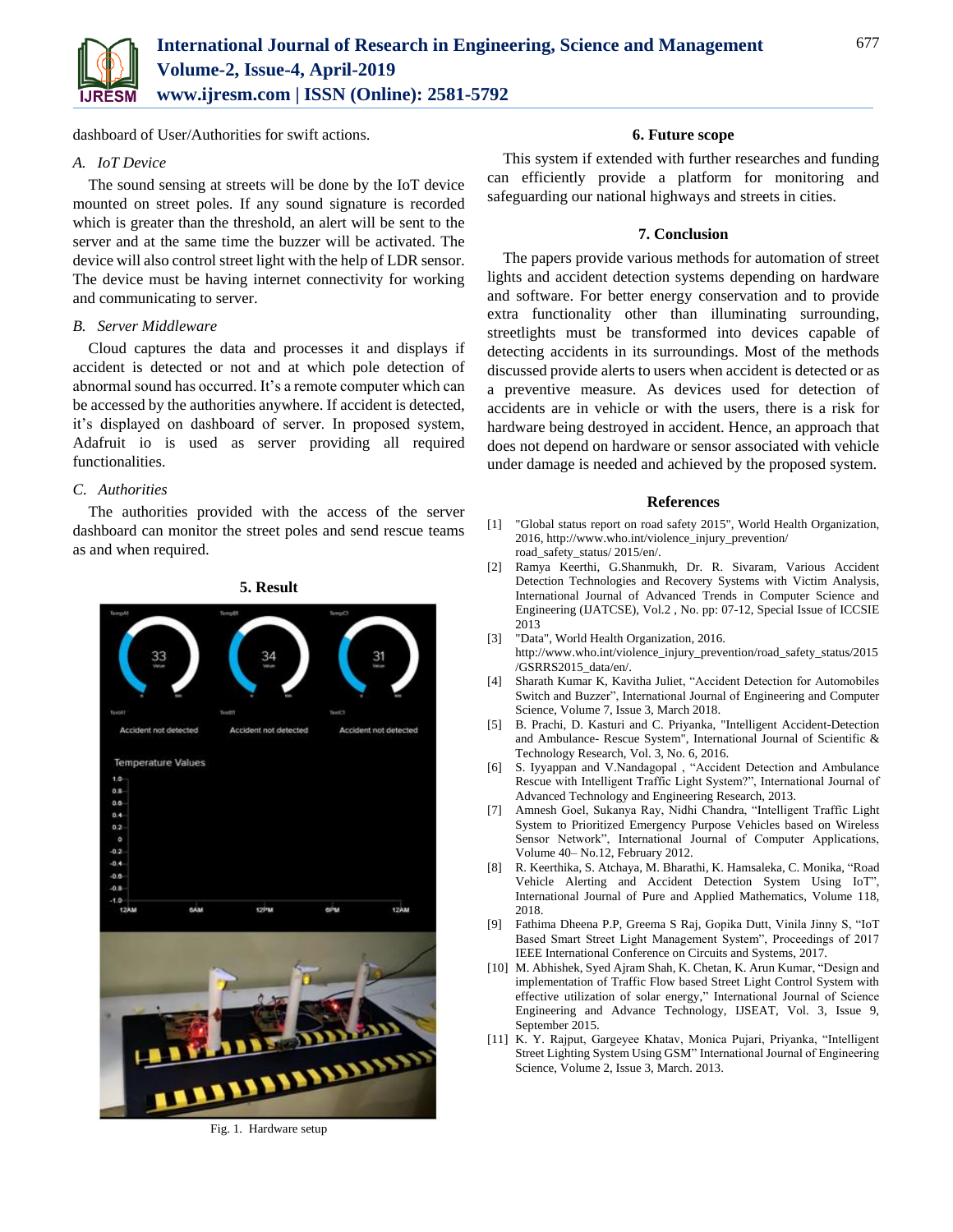dashboard of User/Authorities for swift actions.

*A. IoT Device*

The sound sensing at streets will be done by the IoT device mounted on street poles. If any sound signature is recorded which is greater than the threshold, an alert will be sent to the server and at the same time the buzzer will be activated. The device will also control street light with the help of LDR sensor. The device must be having internet connectivity for working and communicating to server.

*B. Server Middleware*

Cloud captures the data and processes it and displays if accident is detected or not and at which pole detection of abnormal sound has occurred. It's a remote computer which can be accessed by the authorities anywhere. If accident is detected, it's displayed on dashboard of server. In proposed system, Adafruit io is used as server providing all required functionalities.

*C. Authorities*

The authorities provided with the access of the server dashboard can monitor the street poles and send rescue teams as and when required.

## 5. Result

Fig. 1. Hardware setup

## 6. Future scope

This system if extended with further researches and funding can efficiently provide a platform for monitoring and safeguarding our national highways and streets in cities.

## 7. Conclusion

The papers provide various methods for automation of street lights and accident detection systems depending on hardware and software. For better energy conservation and to provide extra functionality other than illuminating surrounding, streetlights must be transformed into devices capable of detecting accidents in its surroundings. Most of the methods discussed provide alerts to users when accident is detected or as a preventive measure. As devices used for detection of accidents are in vehicle or with the users, there is a risk for hardware being destroyed in accident. Hence, an approach that does not depend on hardware or sensor associated with vehicle under damage is needed and achieved by the proposed system.

## References

[1] "Global status report on road safety 2015", World Health Organization, 2016, http://www.who.int/violence_injury_prevention/ road_safety_status/ 2015/en/.

[2] Ramya Keerthi, G.Shanmukh, Dr. R. Sivaram, Various Accident Detection Technologies and Recovery Systems with Victim Analysis, International Journal of Advanced Trends in Computer Science and Engineering (IJATCSE), Vol.2 , No. pp: 07-12, Special Issue of ICCSIE 2013

[3] "Data", World Health Organization, 2016. http://www.who.int/violence_injury_prevention/road_safety_status/2015 /GSRRS2015_data/en/.

[4] Sharath Kumar K, Kavitha Juliet, "Accident Detection for Automobiles Switch and Buzzer", International Journal of Engineering and Computer Science, Volume 7, Issue 3, March 2018.

[5] B. Prachi, D. Kasturi and C. Priyanka, "Intelligent Accident-Detection and Ambulance- Rescue System", International Journal of Scientific & Technology Research, Vol. 3, No. 6, 2016.

[6] S. Iyyappan and V.Nandagopal , "Accident Detection and Ambulance Rescue with Intelligent Traffic Light System?", International Journal of Advanced Technology and Engineering Research, 2013.

[7] Amnesh Goel, Sukanya Ray, Nidhi Chandra, "Intelligent Traffic Light System to Prioritized Emergency Purpose Vehicles based on Wireless Sensor Network", International Journal of Computer Applications, Volume 40– No.12, February 2012.

[8] R. Keerthika, S. Atchaya, M. Bharathi, K. Hamsaleka, C. Monika, "Road Vehicle Alerting and Accident Detection System Using IoT", International Journal of Pure and Applied Mathematics, Volume 118, 2018.

[9] Fathima Dheena P.P, Greema S Raj, Gopika Dutt, Vinila Jinny S, "IoT Based Smart Street Light Management System", Proceedings of 2017 IEEE International Conference on Circuits and Systems, 2017.

[10] M. Abhishek, Syed Ajram Shah, K. Chetan, K. Arun Kumar, "Design and implementation of Traffic Flow based Street Light Control System with effective utilization of solar energy," International Journal of Science Engineering and Advance Technology, IJSEAT, Vol. 3, Issue 9, September 2015.

[11] K. Y. Rajput, Gargeyee Khatav, Monica Pujari, Priyanka, "Intelligent Street Lighting System Using GSM" International Journal of Engineering Science, Volume 2, Issue 3, March. 2013.